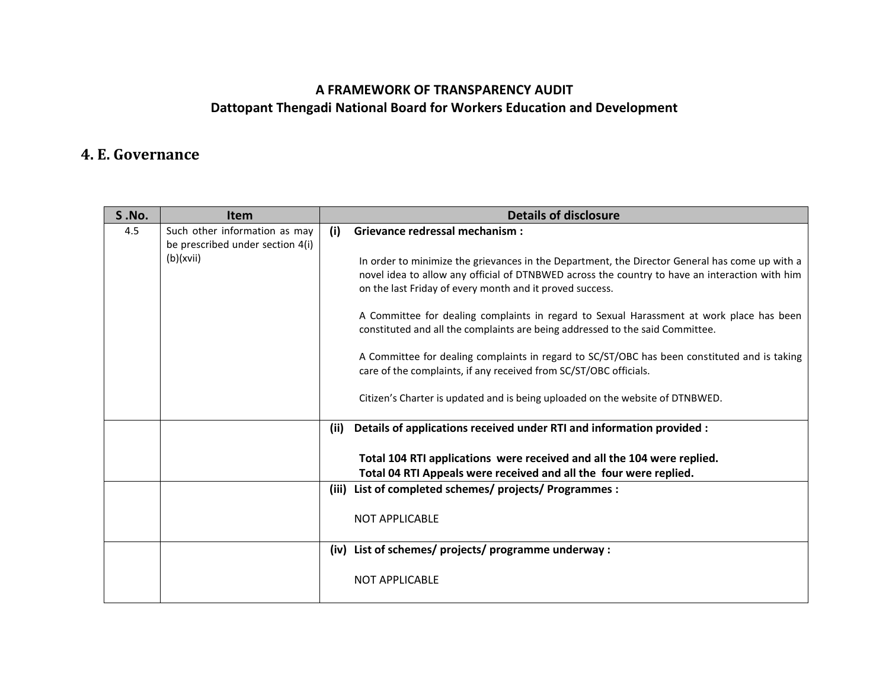**A FRAMEWORK OF TRANSPARENCY AUDIT**
**Dattopant Thengadi National Board for Workers Education and Development**

## 4. E. Governance

| S .No. | Item | Details of disclosure |
| --- | --- | --- |
| 4.5 | Such other information as may be prescribed under section 4(i)(b)(xvii) | **(i) Grievance redressal mechanism :**<br><br>In order to minimize the grievances in the Department, the Director General has come up with a novel idea to allow any official of DTNBWED across the country to have an interaction with him on the last Friday of every month and it proved success.<br><br>A Committee for dealing complaints in regard to Sexual Harassment at work place has been constituted and all the complaints are being addressed to the said Committee.<br><br>A Committee for dealing complaints in regard to SC/ST/OBC has been constituted and is taking care of the complaints, if any received from SC/ST/OBC officials.<br><br>Citizen's Charter is updated and is being uploaded on the website of DTNBWED. |
| | | **(ii) Details of applications received under RTI and information provided :**<br><br>**Total 104 RTI applications were received and all the 104 were replied.**<br>**Total 04 RTI Appeals were received and all the four were replied.** |
| | | **(iii) List of completed schemes/ projects/ Programmes :**<br><br>NOT APPLICABLE |
| | | **(iv) List of schemes/ projects/ programme underway :**<br><br>NOT APPLICABLE |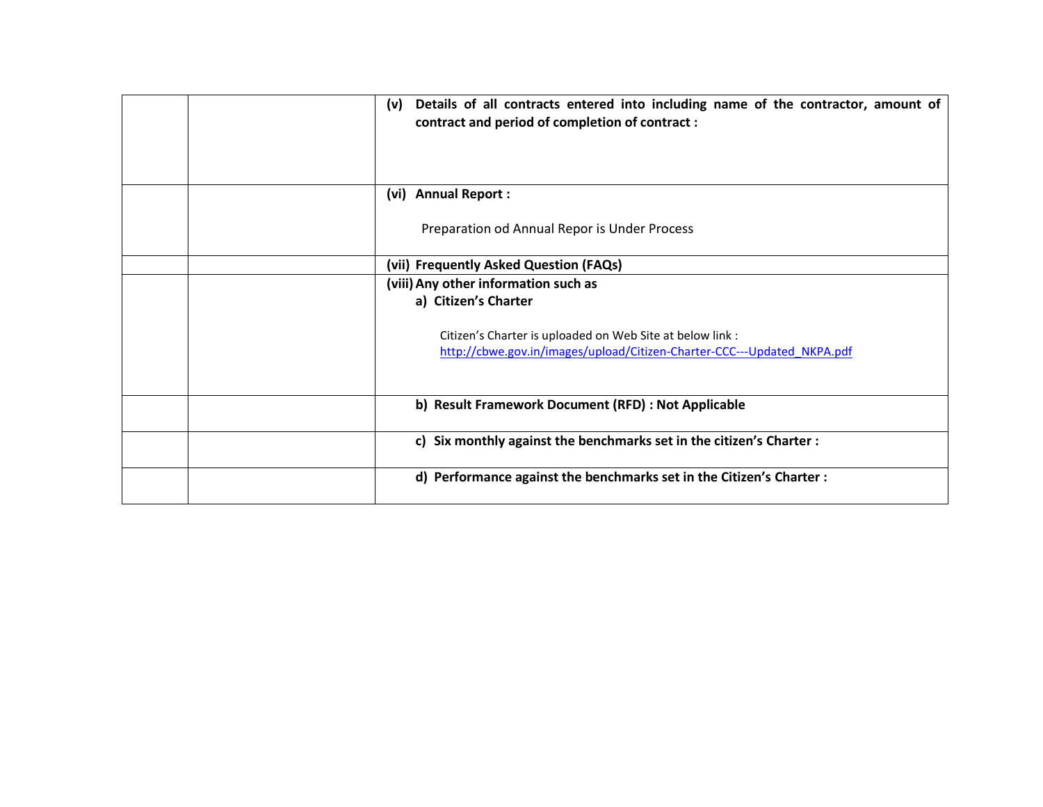| | | |
|---|---|---|
| | | **(v) Details of all contracts entered into including name of the contractor, amount of contract and period of completion of contract :** |
| | | **(vi) Annual Report :**<br><br>Preparation od Annual Repor is Under Process |
| | | **(vii) Frequently Asked Question (FAQs)** |
| | | **(viii) Any other information such as**<br>**a) Citizen's Charter**<br><br>Citizen's Charter is uploaded on Web Site at below link :<br>http://cbwe.gov.in/images/upload/Citizen-Charter-CCC---Updated_NKPA.pdf |
| | | **b) Result Framework Document (RFD) : Not Applicable** |
| | | **c) Six monthly against the benchmarks set in the citizen's Charter :** |
| | | **d) Performance against the benchmarks set in the Citizen's Charter :** |